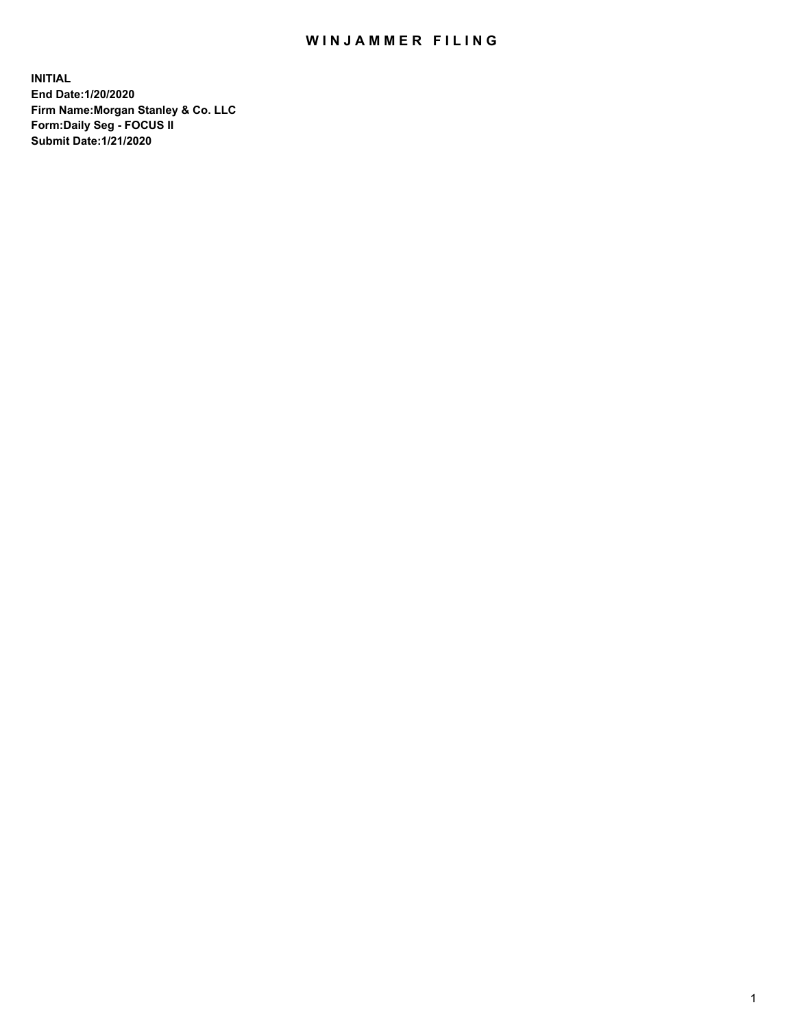# WINJAMMER FILING

**INITIAL**
**End Date:1/20/2020**
**Firm Name:Morgan Stanley & Co. LLC**
**Form:Daily Seg - FOCUS II**
**Submit Date:1/21/2020**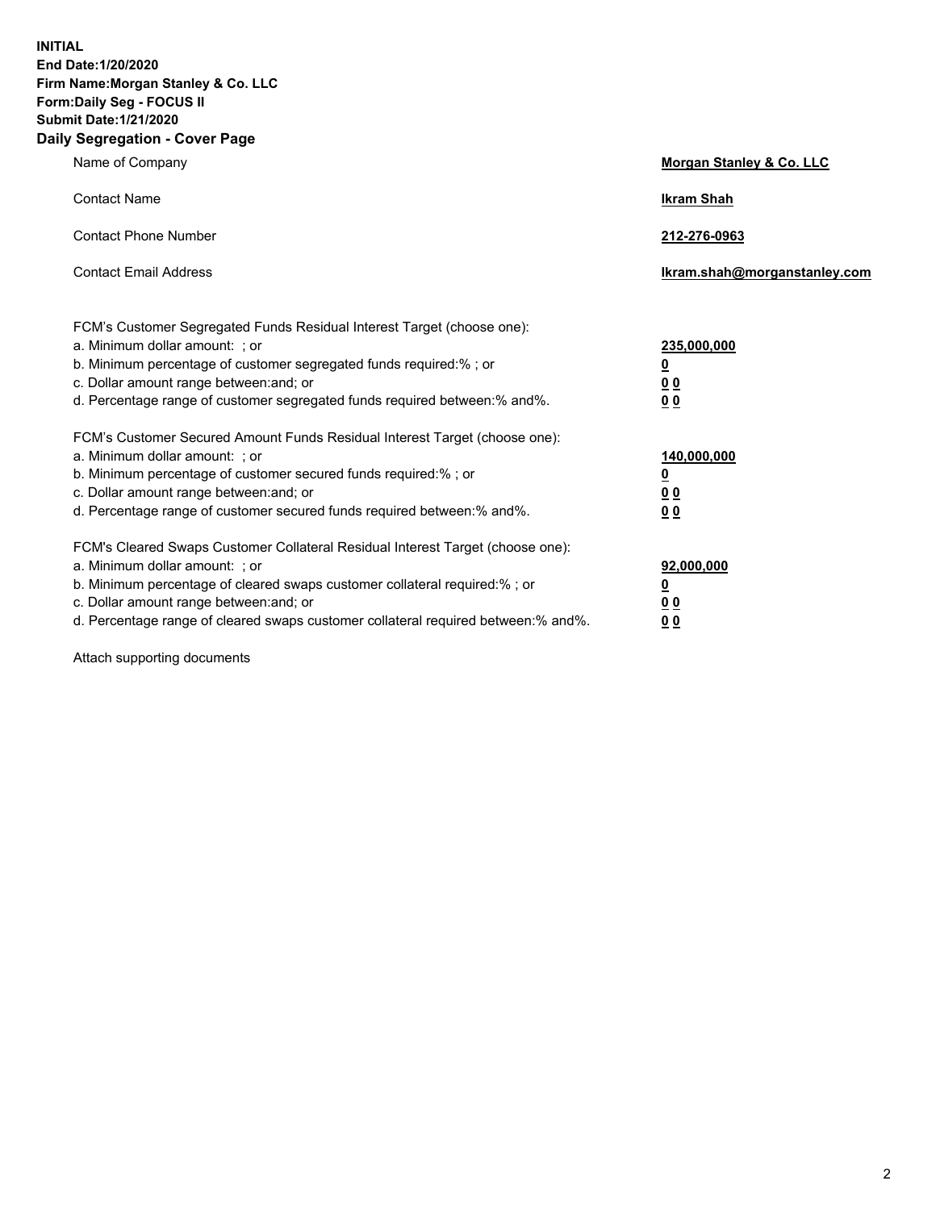**INITIAL**
**End Date:1/20/2020**
**Firm Name:Morgan Stanley & Co. LLC**
**Form:Daily Seg - FOCUS II**
**Submit Date:1/21/2020**
**Daily Segregation - Cover Page**

| | |
|---|---|
| Name of Company | **Morgan Stanley & Co. LLC** |
| Contact Name | **Ikram Shah** |
| Contact Phone Number | **212-276-0963** |
| Contact Email Address | **Ikram.shah@morganstanley.com** |
| | |
| FCM's Customer Segregated Funds Residual Interest Target (choose one): | |
| a. Minimum dollar amount: ; or | **235,000,000** |
| b. Minimum percentage of customer segregated funds required:% ; or | **0** |
| c. Dollar amount range between:and; or | **0 0** |
| d. Percentage range of customer segregated funds required between:% and%. | **0 0** |
| | |
| FCM's Customer Secured Amount Funds Residual Interest Target (choose one): | |
| a. Minimum dollar amount: ; or | **140,000,000** |
| b. Minimum percentage of customer secured funds required:% ; or | **0** |
| c. Dollar amount range between:and; or | **0 0** |
| d. Percentage range of customer secured funds required between:% and%. | **0 0** |
| | |
| FCM's Cleared Swaps Customer Collateral Residual Interest Target (choose one): | |
| a. Minimum dollar amount: ; or | **92,000,000** |
| b. Minimum percentage of cleared swaps customer collateral required:% ; or | **0** |
| c. Dollar amount range between:and; or | **0 0** |
| d. Percentage range of cleared swaps customer collateral required between:% and%. | **0 0** |

Attach supporting documents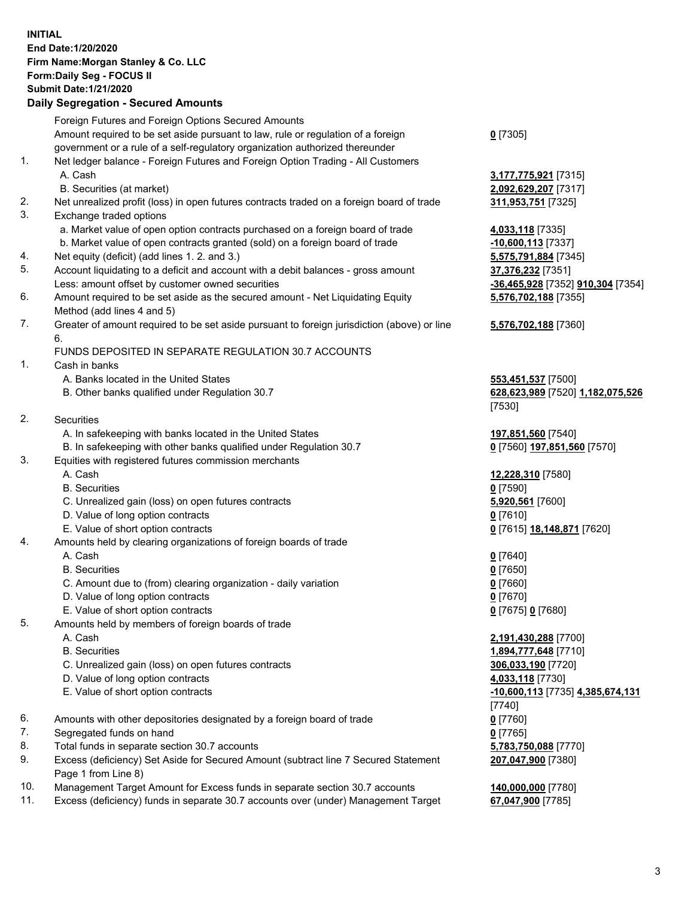**INITIAL**
**End Date:1/20/2020**
**Firm Name:Morgan Stanley & Co. LLC**
**Form:Daily Seg - FOCUS II**
**Submit Date:1/21/2020**

## Daily Segregation - Secured Amounts

| | | |
|---|---|---|
| | Foreign Futures and Foreign Options Secured Amounts | |
| | Amount required to be set aside pursuant to law, rule or regulation of a foreign government or a rule of a self-regulatory organization authorized thereunder | **0** [7305] |
| 1. | Net ledger balance - Foreign Futures and Foreign Option Trading - All Customers | |
| | A. Cash | **3,177,775,921** [7315] |
| | B. Securities (at market) | **2,092,629,207** [7317] |
| 2. | Net unrealized profit (loss) in open futures contracts traded on a foreign board of trade | **311,953,751** [7325] |
| 3. | Exchange traded options | |
| | a. Market value of open option contracts purchased on a foreign board of trade | **4,033,118** [7335] |
| | b. Market value of open contracts granted (sold) on a foreign board of trade | **-10,600,113** [7337] |
| 4. | Net equity (deficit) (add lines 1. 2. and 3.) | **5,575,791,884** [7345] |
| 5. | Account liquidating to a deficit and account with a debit balances - gross amount | **37,376,232** [7351] |
| | Less: amount offset by customer owned securities | **-36,465,928** [7352] **910,304** [7354] |
| 6. | Amount required to be set aside as the secured amount - Net Liquidating Equity Method (add lines 4 and 5) | **5,576,702,188** [7355] |
| 7. | Greater of amount required to be set aside pursuant to foreign jurisdiction (above) or line 6. | **5,576,702,188** [7360] |
| | FUNDS DEPOSITED IN SEPARATE REGULATION 30.7 ACCOUNTS | |
| 1. | Cash in banks | |
| | A. Banks located in the United States | **553,451,537** [7500] |
| | B. Other banks qualified under Regulation 30.7 | **628,623,989** [7520] **1,182,075,526** [7530] |
| 2. | Securities | |
| | A. In safekeeping with banks located in the United States | **197,851,560** [7540] |
| | B. In safekeeping with other banks qualified under Regulation 30.7 | **0** [7560] **197,851,560** [7570] |
| 3. | Equities with registered futures commission merchants | |
| | A. Cash | **12,228,310** [7580] |
| | B. Securities | **0** [7590] |
| | C. Unrealized gain (loss) on open futures contracts | **5,920,561** [7600] |
| | D. Value of long option contracts | **0** [7610] |
| | E. Value of short option contracts | **0** [7615] **18,148,871** [7620] |
| 4. | Amounts held by clearing organizations of foreign boards of trade | |
| | A. Cash | **0** [7640] |
| | B. Securities | **0** [7650] |
| | C. Amount due to (from) clearing organization - daily variation | **0** [7660] |
| | D. Value of long option contracts | **0** [7670] |
| | E. Value of short option contracts | **0** [7675] **0** [7680] |
| 5. | Amounts held by members of foreign boards of trade | |
| | A. Cash | **2,191,430,288** [7700] |
| | B. Securities | **1,894,777,648** [7710] |
| | C. Unrealized gain (loss) on open futures contracts | **306,033,190** [7720] |
| | D. Value of long option contracts | **4,033,118** [7730] |
| | E. Value of short option contracts | **-10,600,113** [7735] **4,385,674,131** [7740] |
| 6. | Amounts with other depositories designated by a foreign board of trade | **0** [7760] |
| 7. | Segregated funds on hand | **0** [7765] |
| 8. | Total funds in separate section 30.7 accounts | **5,783,750,088** [7770] |
| 9. | Excess (deficiency) Set Aside for Secured Amount (subtract line 7 Secured Statement Page 1 from Line 8) | **207,047,900** [7380] |
| 10. | Management Target Amount for Excess funds in separate section 30.7 accounts | **140,000,000** [7780] |
| 11. | Excess (deficiency) funds in separate 30.7 accounts over (under) Management Target | **67,047,900** [7785] |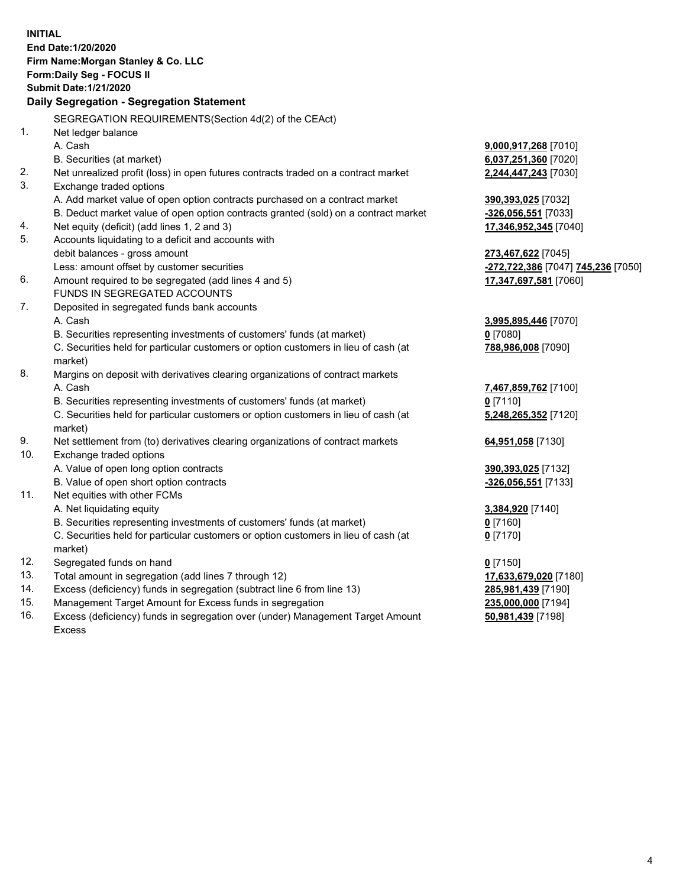**INITIAL**
**End Date:1/20/2020**
**Firm Name:Morgan Stanley & Co. LLC**
**Form:Daily Seg - FOCUS II**
**Submit Date:1/21/2020**

## Daily Segregation - Segregation Statement

SEGREGATION REQUIREMENTS(Section 4d(2) of the CEAct)

| | | |
|---|---|---|
| 1. | Net ledger balance | |
| | A. Cash | **9,000,917,268** [7010] |
| | B. Securities (at market) | **6,037,251,360** [7020] |
| 2. | Net unrealized profit (loss) in open futures contracts traded on a contract market | **2,244,447,243** [7030] |
| 3. | Exchange traded options | |
| | A. Add market value of open option contracts purchased on a contract market | **390,393,025** [7032] |
| | B. Deduct market value of open option contracts granted (sold) on a contract market | **-326,056,551** [7033] |
| 4. | Net equity (deficit) (add lines 1, 2 and 3) | **17,346,952,345** [7040] |
| 5. | Accounts liquidating to a deficit and accounts with debit balances - gross amount | **273,467,622** [7045] |
| | Less: amount offset by customer securities | **-272,722,386** [7047] **745,236** [7050] |
| 6. | Amount required to be segregated (add lines 4 and 5) | **17,347,697,581** [7060] |
| | FUNDS IN SEGREGATED ACCOUNTS | |
| 7. | Deposited in segregated funds bank accounts | |
| | A. Cash | **3,995,895,446** [7070] |
| | B. Securities representing investments of customers' funds (at market) | **0** [7080] |
| | C. Securities held for particular customers or option customers in lieu of cash (at market) | **788,986,008** [7090] |
| 8. | Margins on deposit with derivatives clearing organizations of contract markets | |
| | A. Cash | **7,467,859,762** [7100] |
| | B. Securities representing investments of customers' funds (at market) | **0** [7110] |
| | C. Securities held for particular customers or option customers in lieu of cash (at market) | **5,248,265,352** [7120] |
| 9. | Net settlement from (to) derivatives clearing organizations of contract markets | **64,951,058** [7130] |
| 10. | Exchange traded options | |
| | A. Value of open long option contracts | **390,393,025** [7132] |
| | B. Value of open short option contracts | **-326,056,551** [7133] |
| 11. | Net equities with other FCMs | |
| | A. Net liquidating equity | **3,384,920** [7140] |
| | B. Securities representing investments of customers' funds (at market) | **0** [7160] |
| | C. Securities held for particular customers or option customers in lieu of cash (at market) | **0** [7170] |
| 12. | Segregated funds on hand | **0** [7150] |
| 13. | Total amount in segregation (add lines 7 through 12) | **17,633,679,020** [7180] |
| 14. | Excess (deficiency) funds in segregation (subtract line 6 from line 13) | **285,981,439** [7190] |
| 15. | Management Target Amount for Excess funds in segregation | **235,000,000** [7194] |
| 16. | Excess (deficiency) funds in segregation over (under) Management Target Amount Excess | **50,981,439** [7198] |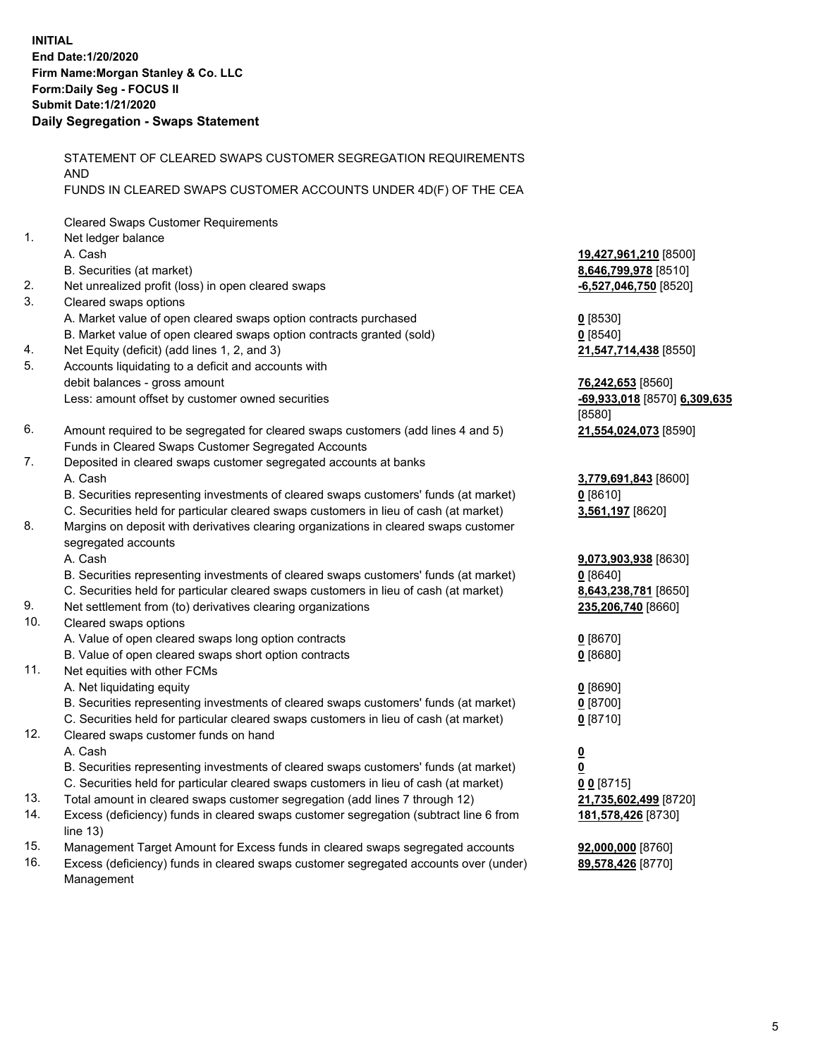**INITIAL**
**End Date:1/20/2020**
**Firm Name:Morgan Stanley & Co. LLC**
**Form:Daily Seg - FOCUS II**
**Submit Date:1/21/2020**
**Daily Segregation - Swaps Statement**

STATEMENT OF CLEARED SWAPS CUSTOMER SEGREGATION REQUIREMENTS AND FUNDS IN CLEARED SWAPS CUSTOMER ACCOUNTS UNDER 4D(F) OF THE CEA

| | | |
|---|---|---|
| | Cleared Swaps Customer Requirements | |
| 1. | Net ledger balance | |
| | A. Cash | **19,427,961,210** [8500] |
| | B. Securities (at market) | **8,646,799,978** [8510] |
| 2. | Net unrealized profit (loss) in open cleared swaps | **-6,527,046,750** [8520] |
| 3. | Cleared swaps options | |
| | A. Market value of open cleared swaps option contracts purchased | **0** [8530] |
| | B. Market value of open cleared swaps option contracts granted (sold) | **0** [8540] |
| 4. | Net Equity (deficit) (add lines 1, 2, and 3) | **21,547,714,438** [8550] |
| 5. | Accounts liquidating to a deficit and accounts with debit balances - gross amount | **76,242,653** [8560] |
| | Less: amount offset by customer owned securities | **-69,933,018** [8570] **6,309,635** [8580] |
| 6. | Amount required to be segregated for cleared swaps customers (add lines 4 and 5) | **21,554,024,073** [8590] |
| | Funds in Cleared Swaps Customer Segregated Accounts | |
| 7. | Deposited in cleared swaps customer segregated accounts at banks | |
| | A. Cash | **3,779,691,843** [8600] |
| | B. Securities representing investments of cleared swaps customers' funds (at market) | **0** [8610] |
| | C. Securities held for particular cleared swaps customers in lieu of cash (at market) | **3,561,197** [8620] |
| 8. | Margins on deposit with derivatives clearing organizations in cleared swaps customer segregated accounts | |
| | A. Cash | **9,073,903,938** [8630] |
| | B. Securities representing investments of cleared swaps customers' funds (at market) | **0** [8640] |
| | C. Securities held for particular cleared swaps customers in lieu of cash (at market) | **8,643,238,781** [8650] |
| 9. | Net settlement from (to) derivatives clearing organizations | **235,206,740** [8660] |
| 10. | Cleared swaps options | |
| | A. Value of open cleared swaps long option contracts | **0** [8670] |
| | B. Value of open cleared swaps short option contracts | **0** [8680] |
| 11. | Net equities with other FCMs | |
| | A. Net liquidating equity | **0** [8690] |
| | B. Securities representing investments of cleared swaps customers' funds (at market) | **0** [8700] |
| | C. Securities held for particular cleared swaps customers in lieu of cash (at market) | **0** [8710] |
| 12. | Cleared swaps customer funds on hand | |
| | A. Cash | **0** |
| | B. Securities representing investments of cleared swaps customers' funds (at market) | **0** |
| | C. Securities held for particular cleared swaps customers in lieu of cash (at market) | **0** **0** [8715] |
| 13. | Total amount in cleared swaps customer segregation (add lines 7 through 12) | **21,735,602,499** [8720] |
| 14. | Excess (deficiency) funds in cleared swaps customer segregation (subtract line 6 from line 13) | **181,578,426** [8730] |
| 15. | Management Target Amount for Excess funds in cleared swaps segregated accounts | **92,000,000** [8760] |
| 16. | Excess (deficiency) funds in cleared swaps customer segregated accounts over (under) Management | **89,578,426** [8770] |